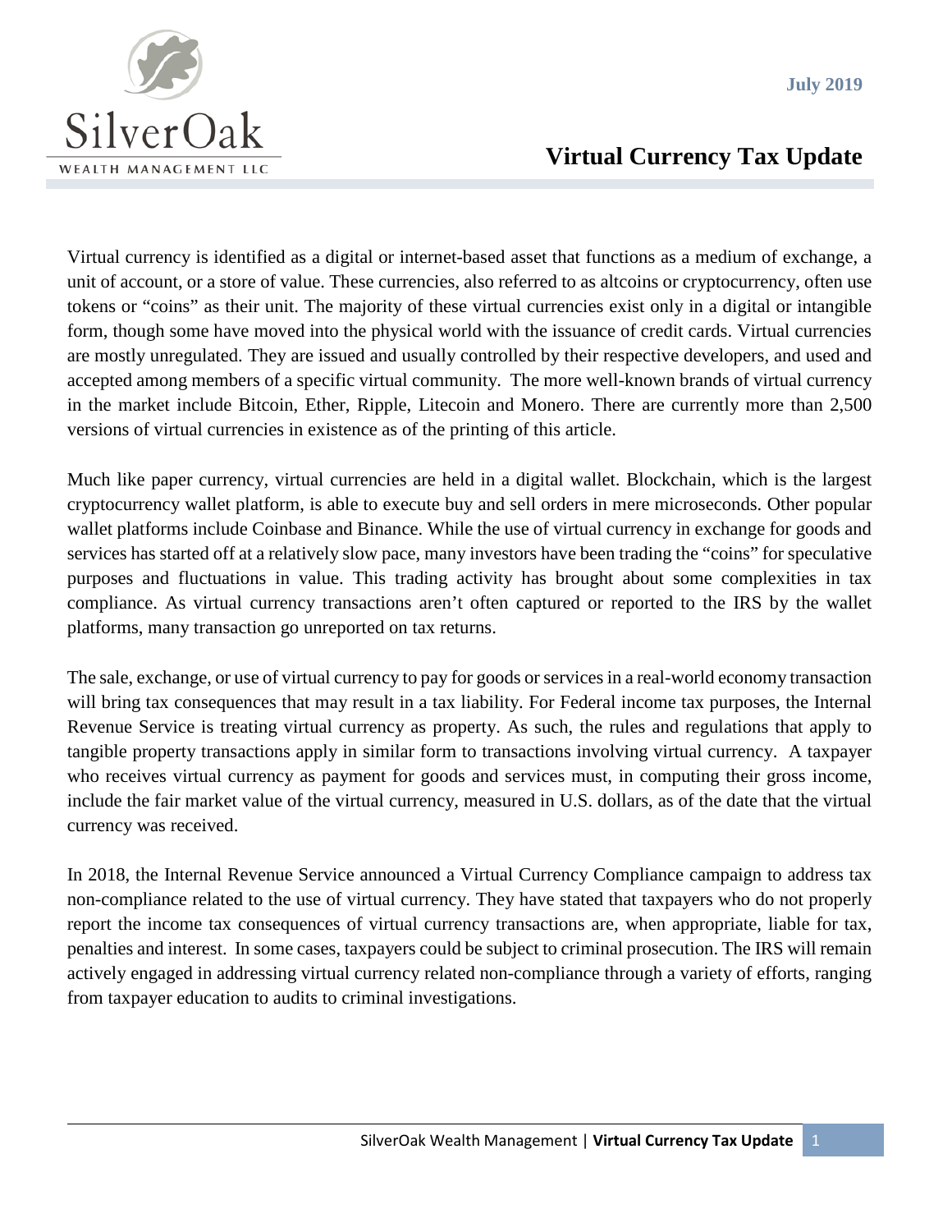SilverOak

WEALTH MANAGEMENT LLC

July 2019

# Virtual Currency Tax Update

Virtual currency is identified as a digital or internet-based asset that functions as a medium of exchange, a unit of account, or a store of value. These currencies, also referred to as altcoins or cryptocurrency, often use tokens or "coins" as their unit. The majority of these virtual currencies exist only in a digital or intangible form, though some have moved into the physical world with the issuance of credit cards. Virtual currencies are mostly unregulated. They are issued and usually controlled by their respective developers, and used and accepted among members of a specific virtual community. The more well-known brands of virtual currency in the market include Bitcoin, Ether, Ripple, Litecoin and Monero. There are currently more than 2,500 versions of virtual currencies in existence as of the printing of this article.

Much like paper currency, virtual currencies are held in a digital wallet. Blockchain, which is the largest cryptocurrency wallet platform, is able to execute buy and sell orders in mere microseconds. Other popular wallet platforms include Coinbase and Binance. While the use of virtual currency in exchange for goods and services has started off at a relatively slow pace, many investors have been trading the "coins" for speculative purposes and fluctuations in value. This trading activity has brought about some complexities in tax compliance. As virtual currency transactions aren't often captured or reported to the IRS by the wallet platforms, many transaction go unreported on tax returns.

The sale, exchange, or use of virtual currency to pay for goods or services in a real-world economy transaction will bring tax consequences that may result in a tax liability. For Federal income tax purposes, the Internal Revenue Service is treating virtual currency as property. As such, the rules and regulations that apply to tangible property transactions apply in similar form to transactions involving virtual currency. A taxpayer who receives virtual currency as payment for goods and services must, in computing their gross income, include the fair market value of the virtual currency, measured in U.S. dollars, as of the date that the virtual currency was received.

In 2018, the Internal Revenue Service announced a Virtual Currency Compliance campaign to address tax non-compliance related to the use of virtual currency. They have stated that taxpayers who do not properly report the income tax consequences of virtual currency transactions are, when appropriate, liable for tax, penalties and interest. In some cases, taxpayers could be subject to criminal prosecution. The IRS will remain actively engaged in addressing virtual currency related non-compliance through a variety of efforts, ranging from taxpayer education to audits to criminal investigations.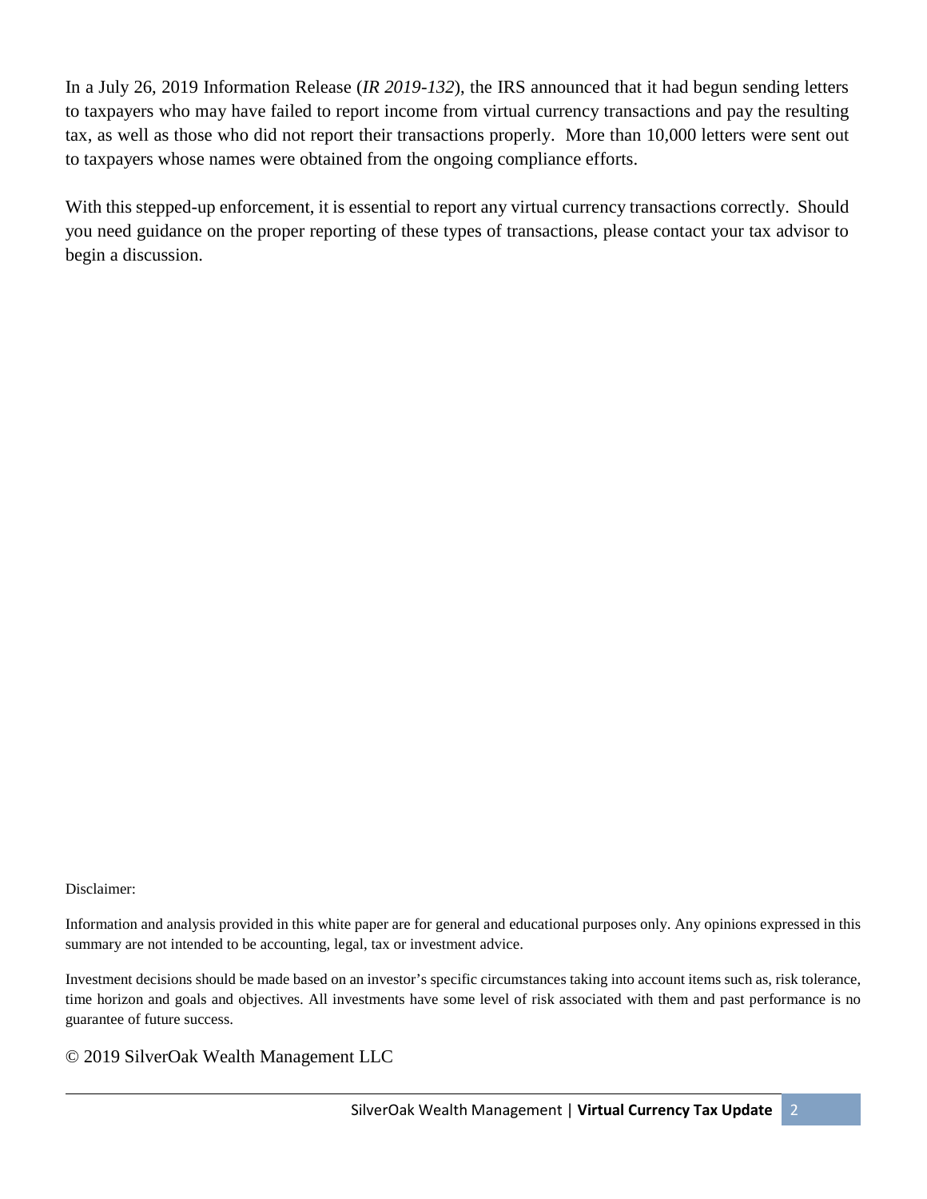In a July 26, 2019 Information Release (*IR 2019-132*), the IRS announced that it had begun sending letters to taxpayers who may have failed to report income from virtual currency transactions and pay the resulting tax, as well as those who did not report their transactions properly. More than 10,000 letters were sent out to taxpayers whose names were obtained from the ongoing compliance efforts.

With this stepped-up enforcement, it is essential to report any virtual currency transactions correctly. Should you need guidance on the proper reporting of these types of transactions, please contact your tax advisor to begin a discussion.

Disclaimer:

Information and analysis provided in this white paper are for general and educational purposes only. Any opinions expressed in this summary are not intended to be accounting, legal, tax or investment advice.

Investment decisions should be made based on an investor's specific circumstances taking into account items such as, risk tolerance, time horizon and goals and objectives. All investments have some level of risk associated with them and past performance is no guarantee of future success.

© 2019 SilverOak Wealth Management LLC